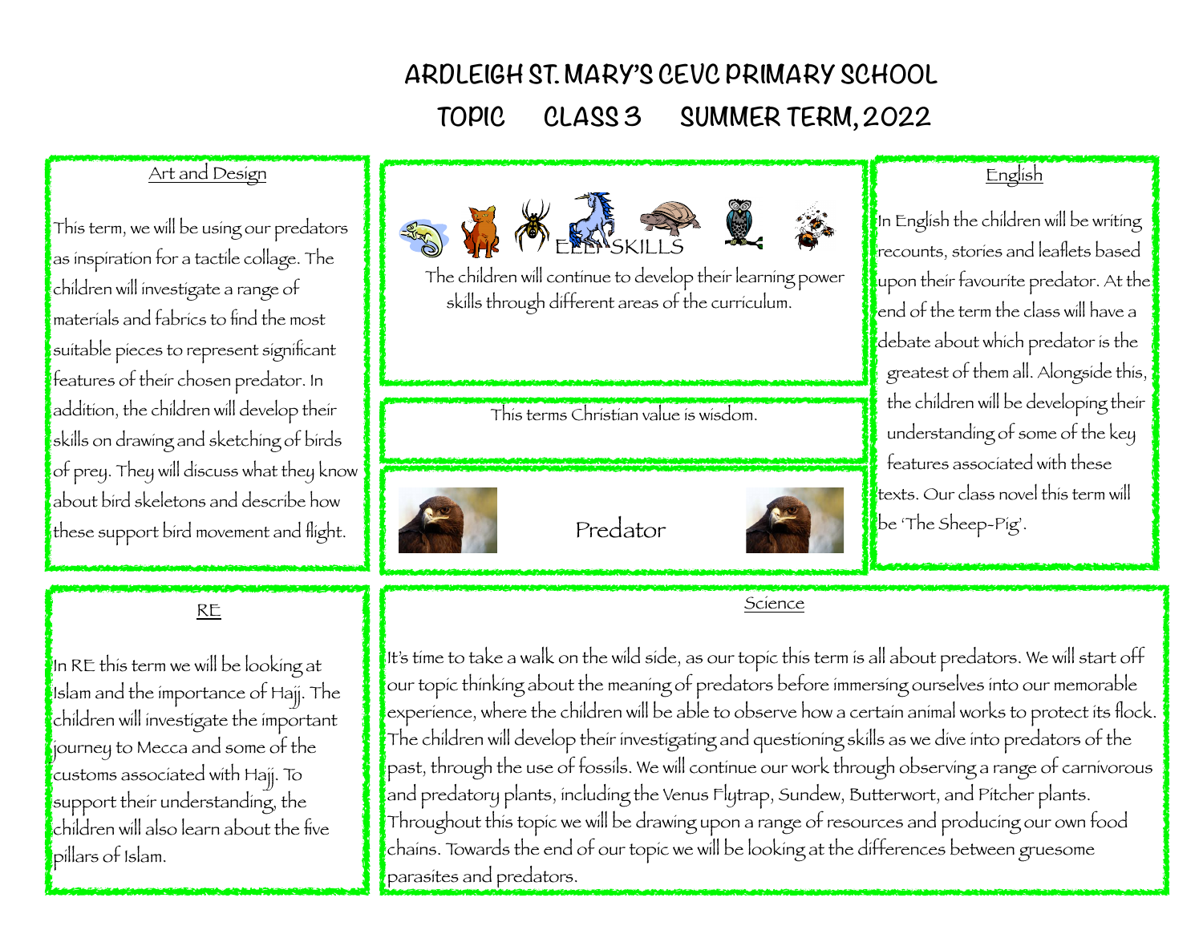# ARDLEIGH ST. MARY'S CEVC PRIMARY SCHOOL

## TOPIC CLASS 3 SUMMER TERM, 2022

### Art and Design

This term, we will be using our predators as inspiration for a tactile collage. The children will investigate a range of materials and fabrics to find the most suitable pieces to represent significant features of their chosen predator. In addition, the children will develop their skills on drawing and sketching of birds of prey. They will discuss what they know about bird skeletons and describe how these support bird movement and flight.

### ELLI SKILLS

The children will continue to develop their learning power skills through different areas of the curriculum.

This terms Christian value is wisdom.

Predator

### English

In English the children will be writing recounts, stories and leaflets based upon their favourite predator. At the end of the term the class will have a debate about which predator is the greatest of them all. Alongside this, the children will be developing their understanding of some of the key features associated with these texts. Our class novel this term will be 'The Sheep-Pig'.

### RE

In RE this term we will be looking at Islam and the importance of Hajj. The children will investigate the important journey to Mecca and some of the customs associated with Hajj. To support their understanding, the children will also learn about the five pillars of Islam.

### Science

It's time to take a walk on the wild side, as our topic this term is all about predators. We will start off our topic thinking about the meaning of predators before immersing ourselves into our memorable experience, where the children will be able to observe how a certain animal works to protect its flock. The children will develop their investigating and questioning skills as we dive into predators of the past, through the use of fossils. We will continue our work through observing a range of carnivorous and predatory plants, including the Venus Flytrap, Sundew, Butterwort, and Pitcher plants. Throughout this topic we will be drawing upon a range of resources and producing our own food chains. Towards the end of our topic we will be looking at the differences between gruesome parasites and predators.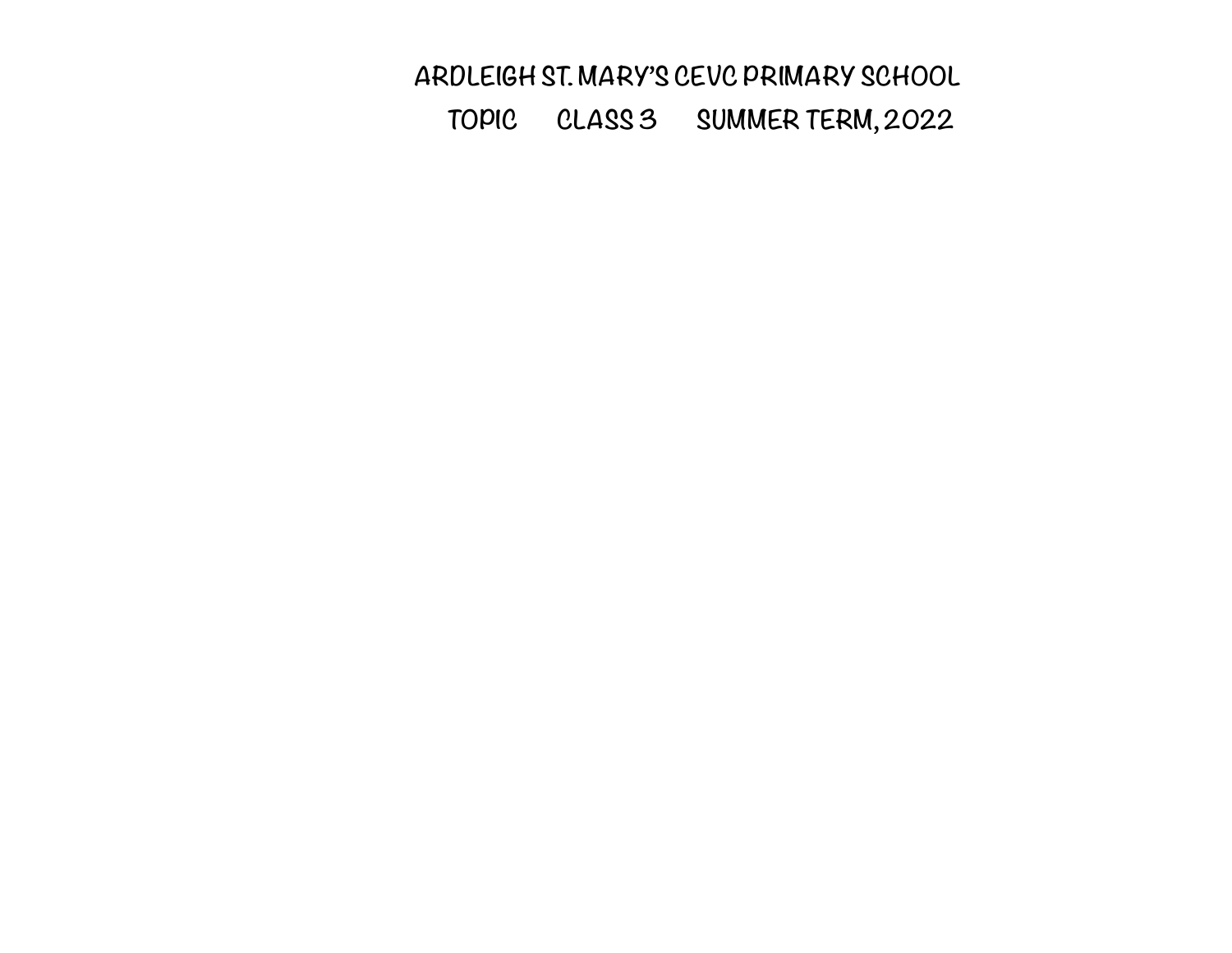# ARDLEIGH ST. MARY'S CEVC PRIMARY SCHOOL

## TOPIC CLASS 3 SUMMER TERM, 2022